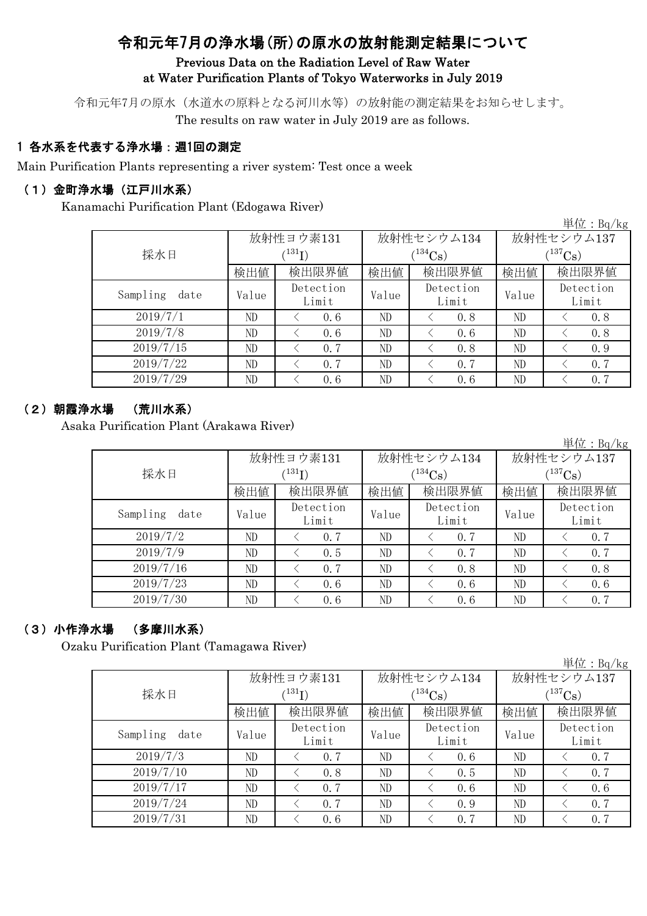# 令和元年7月の浄水場(所)の原水の放射能測定結果について

## Previous Data on the Radiation Level of Raw Water at Water Purification Plants of Tokyo Waterworks in July 2019

令和元年7月の原水（水道水の原料となる河川水等）の放射能の測定結果をお知らせします。
The results on raw water in July 2019 are as follows.

### 1 各水系を代表する浄水場：週1回の測定

Main Purification Plants representing a river system: Test once a week

### （1）金町浄水場（江戸川水系）

Kanamachi Purification Plant (Edogawa River)

単位：Bq/kg

| 採水日 | 放射性ヨウ素131 ($^{131}I$) | | 放射性セシウム134 ($^{134}Cs$) | | 放射性セシウム137 ($^{137}Cs$) | |
|---|---|---|---|---|---|---|
| | 検出値 | 検出限界値 | 検出値 | 検出限界値 | 検出値 | 検出限界値 |
| Sampling date | Value | Detection Limit | Value | Detection Limit | Value | Detection Limit |
| 2019/7/1 | ND | ＜ 0.6 | ND | ＜ 0.8 | ND | ＜ 0.8 |
| 2019/7/8 | ND | ＜ 0.6 | ND | ＜ 0.6 | ND | ＜ 0.8 |
| 2019/7/15 | ND | ＜ 0.7 | ND | ＜ 0.8 | ND | ＜ 0.9 |
| 2019/7/22 | ND | ＜ 0.7 | ND | ＜ 0.7 | ND | ＜ 0.7 |
| 2019/7/29 | ND | ＜ 0.6 | ND | ＜ 0.6 | ND | ＜ 0.7 |

### （2）朝霞浄水場 （荒川水系）

Asaka Purification Plant (Arakawa River)

単位：Bq/kg

| 採水日 | 放射性ヨウ素131 ($^{131}I$) | | 放射性セシウム134 ($^{134}Cs$) | | 放射性セシウム137 ($^{137}Cs$) | |
|---|---|---|---|---|---|---|
| | 検出値 | 検出限界値 | 検出値 | 検出限界値 | 検出値 | 検出限界値 |
| Sampling date | Value | Detection Limit | Value | Detection Limit | Value | Detection Limit |
| 2019/7/2 | ND | ＜ 0.7 | ND | ＜ 0.7 | ND | ＜ 0.7 |
| 2019/7/9 | ND | ＜ 0.5 | ND | ＜ 0.7 | ND | ＜ 0.7 |
| 2019/7/16 | ND | ＜ 0.7 | ND | ＜ 0.8 | ND | ＜ 0.8 |
| 2019/7/23 | ND | ＜ 0.6 | ND | ＜ 0.6 | ND | ＜ 0.6 |
| 2019/7/30 | ND | ＜ 0.6 | ND | ＜ 0.6 | ND | ＜ 0.7 |

### （3）小作浄水場 （多摩川水系）

Ozaku Purification Plant (Tamagawa River)

単位：Bq/kg

| 採水日 | 放射性ヨウ素131 ($^{131}I$) | | 放射性セシウム134 ($^{134}Cs$) | | 放射性セシウム137 ($^{137}Cs$) | |
|---|---|---|---|---|---|---|
| | 検出値 | 検出限界値 | 検出値 | 検出限界値 | 検出値 | 検出限界値 |
| Sampling date | Value | Detection Limit | Value | Detection Limit | Value | Detection Limit |
| 2019/7/3 | ND | ＜ 0.7 | ND | ＜ 0.6 | ND | ＜ 0.7 |
| 2019/7/10 | ND | ＜ 0.8 | ND | ＜ 0.5 | ND | ＜ 0.7 |
| 2019/7/17 | ND | ＜ 0.7 | ND | ＜ 0.6 | ND | ＜ 0.6 |
| 2019/7/24 | ND | ＜ 0.7 | ND | ＜ 0.9 | ND | ＜ 0.7 |
| 2019/7/31 | ND | ＜ 0.6 | ND | ＜ 0.7 | ND | ＜ 0.7 |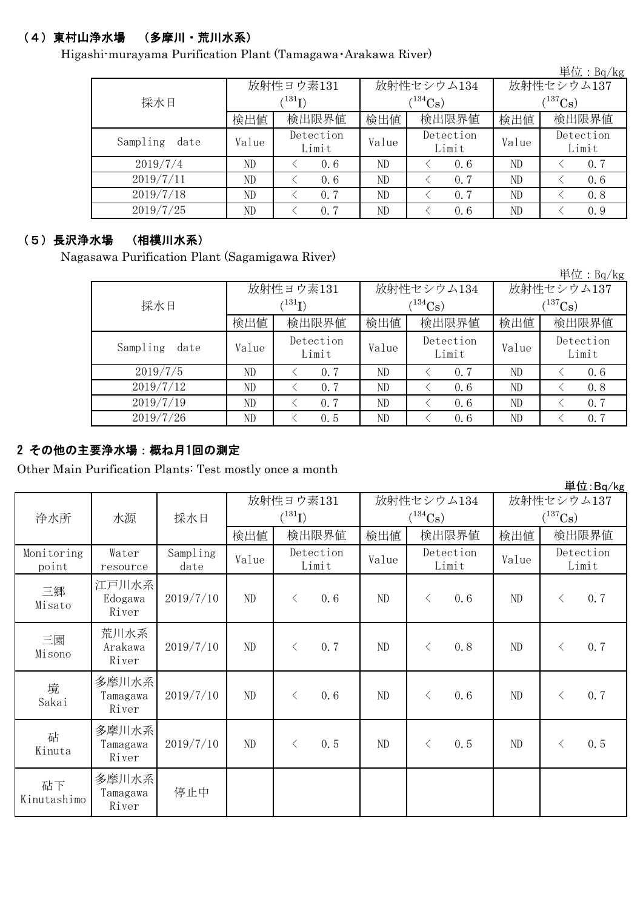### （4）東村山浄水場　（多摩川・荒川水系）

Higashi-murayama Purification Plant (Tamagawa･Arakawa River)

単位：Bq/kg

| 採水日 | 放射性ヨウ素131 ($^{131}I$) | | 放射性セシウム134 ($^{134}Cs$) | | 放射性セシウム137 ($^{137}Cs$) | |
|---|---|---|---|---|---|---|
| | 検出値 | 検出限界値 | 検出値 | 検出限界値 | 検出値 | 検出限界値 |
| Sampling date | Value | Detection Limit | Value | Detection Limit | Value | Detection Limit |
| 2019/7/4 | ND | ＜ 0.6 | ND | ＜ 0.6 | ND | ＜ 0.7 |
| 2019/7/11 | ND | ＜ 0.6 | ND | ＜ 0.7 | ND | ＜ 0.6 |
| 2019/7/18 | ND | ＜ 0.7 | ND | ＜ 0.7 | ND | ＜ 0.8 |
| 2019/7/25 | ND | ＜ 0.7 | ND | ＜ 0.6 | ND | ＜ 0.9 |

### （5）長沢浄水場　（相模川水系）

Nagasawa Purification Plant (Sagamigawa River)

単位：Bq/kg

| 採水日 | 放射性ヨウ素131 ($^{131}I$) | | 放射性セシウム134 ($^{134}Cs$) | | 放射性セシウム137 ($^{137}Cs$) | |
|---|---|---|---|---|---|---|
| | 検出値 | 検出限界値 | 検出値 | 検出限界値 | 検出値 | 検出限界値 |
| Sampling date | Value | Detection Limit | Value | Detection Limit | Value | Detection Limit |
| 2019/7/5 | ND | ＜ 0.7 | ND | ＜ 0.7 | ND | ＜ 0.6 |
| 2019/7/12 | ND | ＜ 0.7 | ND | ＜ 0.6 | ND | ＜ 0.8 |
| 2019/7/19 | ND | ＜ 0.7 | ND | ＜ 0.6 | ND | ＜ 0.7 |
| 2019/7/26 | ND | ＜ 0.5 | ND | ＜ 0.6 | ND | ＜ 0.7 |

## 2 その他の主要浄水場：概ね月1回の測定

Other Main Purification Plants: Test mostly once a month

単位:Bq/kg

| 浄水所 | 水源 | 採水日 | 放射性ヨウ素131 ($^{131}I$) | | 放射性セシウム134 ($^{134}Cs$) | | 放射性セシウム137 ($^{137}Cs$) | |
|---|---|---|---|---|---|---|---|---|
| | | | 検出値 | 検出限界値 | 検出値 | 検出限界値 | 検出値 | 検出限界値 |
| Monitoring point | Water resource | Sampling date | Value | Detection Limit | Value | Detection Limit | Value | Detection Limit |
| 三郷 Misato | 江戸川水系 Edogawa River | 2019/7/10 | ND | ＜ 0.6 | ND | ＜ 0.6 | ND | ＜ 0.7 |
| 三園 Misono | 荒川水系 Arakawa River | 2019/7/10 | ND | ＜ 0.7 | ND | ＜ 0.8 | ND | ＜ 0.7 |
| 境 Sakai | 多摩川水系 Tamagawa River | 2019/7/10 | ND | ＜ 0.6 | ND | ＜ 0.6 | ND | ＜ 0.7 |
| 砧 Kinuta | 多摩川水系 Tamagawa River | 2019/7/10 | ND | ＜ 0.5 | ND | ＜ 0.5 | ND | ＜ 0.5 |
| 砧下 Kinutashimo | 多摩川水系 Tamagawa River | 停止中 | | | | | | |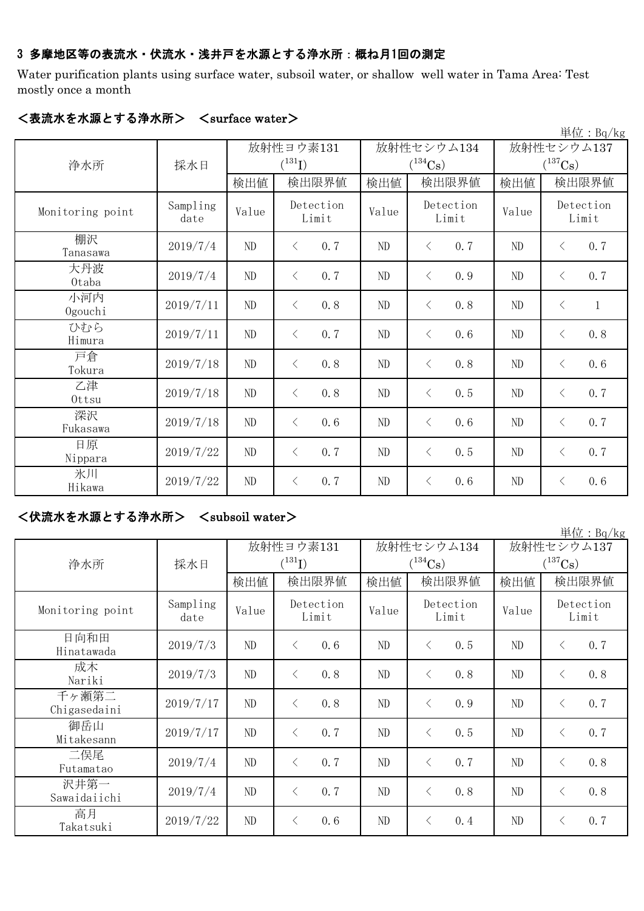### 3 多摩地区等の表流水・伏流水・浅井戸を水源とする浄水所：概ね月1回の測定

Water purification plants using surface water, subsoil water, or shallow well water in Tama Area: Test mostly once a month

#### ＜表流水を水源とする浄水所＞ ＜surface water＞

単位：Bq/kg

| 浄水所 | 採水日 | 放射性ヨウ素131 ($^{131}I$) | | 放射性セシウム134 ($^{134}Cs$) | | 放射性セシウム137 ($^{137}Cs$) | |
|---|---|---|---|---|---|---|---|
| | | 検出値 | 検出限界値 | 検出値 | 検出限界値 | 検出値 | 検出限界値 |
| Monitoring point | Sampling date | Value | Detection Limit | Value | Detection Limit | Value | Detection Limit |
| 棚沢 Tanasawa | 2019/7/4 | ND | ＜ 0.7 | ND | ＜ 0.7 | ND | ＜ 0.7 |
| 大丹波 Otaba | 2019/7/4 | ND | ＜ 0.7 | ND | ＜ 0.9 | ND | ＜ 0.7 |
| 小河内 Ogouchi | 2019/7/11 | ND | ＜ 0.8 | ND | ＜ 0.8 | ND | ＜ 1 |
| ひむら Himura | 2019/7/11 | ND | ＜ 0.7 | ND | ＜ 0.6 | ND | ＜ 0.8 |
| 戸倉 Tokura | 2019/7/18 | ND | ＜ 0.8 | ND | ＜ 0.8 | ND | ＜ 0.6 |
| 乙津 Ottsu | 2019/7/18 | ND | ＜ 0.8 | ND | ＜ 0.5 | ND | ＜ 0.7 |
| 深沢 Fukasawa | 2019/7/18 | ND | ＜ 0.6 | ND | ＜ 0.6 | ND | ＜ 0.7 |
| 日原 Nippara | 2019/7/22 | ND | ＜ 0.7 | ND | ＜ 0.5 | ND | ＜ 0.7 |
| 氷川 Hikawa | 2019/7/22 | ND | ＜ 0.7 | ND | ＜ 0.6 | ND | ＜ 0.6 |

#### ＜伏流水を水源とする浄水所＞ ＜subsoil water＞

単位：Bq/kg

| 浄水所 | 採水日 | 放射性ヨウ素131 ($^{131}I$) | | 放射性セシウム134 ($^{134}Cs$) | | 放射性セシウム137 ($^{137}Cs$) | |
|---|---|---|---|---|---|---|---|
| | | 検出値 | 検出限界値 | 検出値 | 検出限界値 | 検出値 | 検出限界値 |
| Monitoring point | Sampling date | Value | Detection Limit | Value | Detection Limit | Value | Detection Limit |
| 日向和田 Hinatawada | 2019/7/3 | ND | ＜ 0.6 | ND | ＜ 0.5 | ND | ＜ 0.7 |
| 成木 Nariki | 2019/7/3 | ND | ＜ 0.8 | ND | ＜ 0.8 | ND | ＜ 0.8 |
| 千ヶ瀬第二 Chigasedaini | 2019/7/17 | ND | ＜ 0.8 | ND | ＜ 0.9 | ND | ＜ 0.7 |
| 御岳山 Mitakesann | 2019/7/17 | ND | ＜ 0.7 | ND | ＜ 0.5 | ND | ＜ 0.7 |
| 二俣尾 Futamatao | 2019/7/4 | ND | ＜ 0.7 | ND | ＜ 0.7 | ND | ＜ 0.8 |
| 沢井第一 Sawaidaiichi | 2019/7/4 | ND | ＜ 0.7 | ND | ＜ 0.8 | ND | ＜ 0.8 |
| 高月 Takatsuki | 2019/7/22 | ND | ＜ 0.6 | ND | ＜ 0.4 | ND | ＜ 0.7 |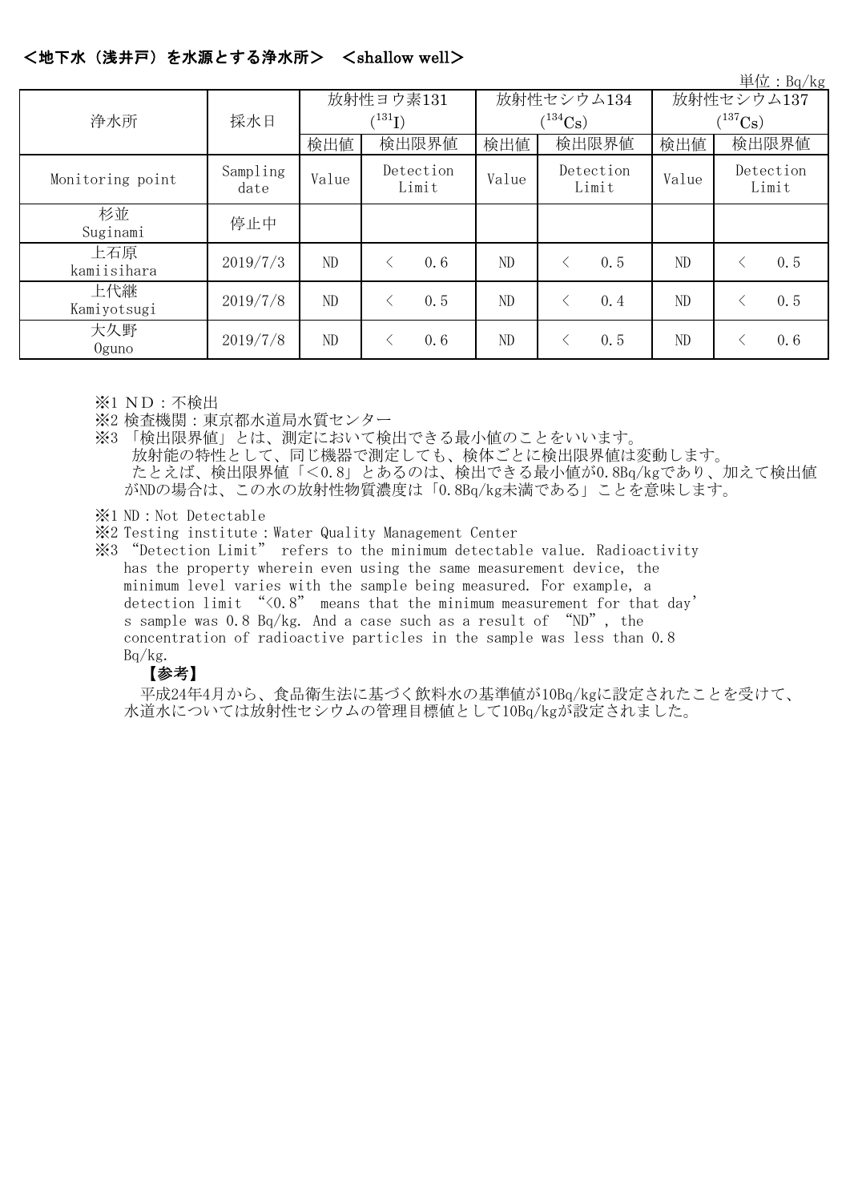## ＜地下水（浅井戸）を水源とする浄水所＞　＜shallow well＞

単位：Bq/kg

| 浄水所 | 採水日 | 放射性ヨウ素131 ($^{131}I$) | | 放射性セシウム134 ($^{134}Cs$) | | 放射性セシウム137 ($^{137}Cs$) | |
|---|---|---|---|---|---|---|---|
| | | 検出値 | 検出限界値 | 検出値 | 検出限界値 | 検出値 | 検出限界値 |
| Monitoring point | Sampling date | Value | Detection Limit | Value | Detection Limit | Value | Detection Limit |
| 杉並 Suginami | 停止中 | | | | | | |
| 上石原 kamiisihara | 2019/7/3 | ND | ＜　0.6 | ND | ＜　0.5 | ND | ＜　0.5 |
| 上代継 Kamiyotsugi | 2019/7/8 | ND | ＜　0.5 | ND | ＜　0.4 | ND | ＜　0.5 |
| 大久野 Oguno | 2019/7/8 | ND | ＜　0.6 | ND | ＜　0.5 | ND | ＜　0.6 |

※1 ＮＤ：不検出

※2 検査機関：東京都水道局水質センター

※3 「検出限界値」とは、測定において検出できる最小値のことをいいます。
放射能の特性として、同じ機器で測定しても、検体ごとに検出限界値は変動します。
たとえば、検出限界値「＜0.8」とあるのは、検出できる最小値が0.8Bq/kgであり、加えて検出値がNDの場合は、この水の放射性物質濃度は「0.8Bq/kg未満である」ことを意味します。

※1 ND：Not Detectable

※2 Testing institute：Water Quality Management Center

※3 "Detection Limit" refers to the minimum detectable value. Radioactivity has the property wherein even using the same measurement device, the minimum level varies with the sample being measured. For example, a detection limit "<0.8" means that the minimum measurement for that day's sample was 0.8 Bq/kg. And a case such as a result of "ND", the concentration of radioactive particles in the sample was less than 0.8 Bq/kg.

【参考】

平成24年4月から、食品衛生法に基づく飲料水の基準値が10Bq/kgに設定されたことを受けて、水道水については放射性セシウムの管理目標値として10Bq/kgが設定されました。